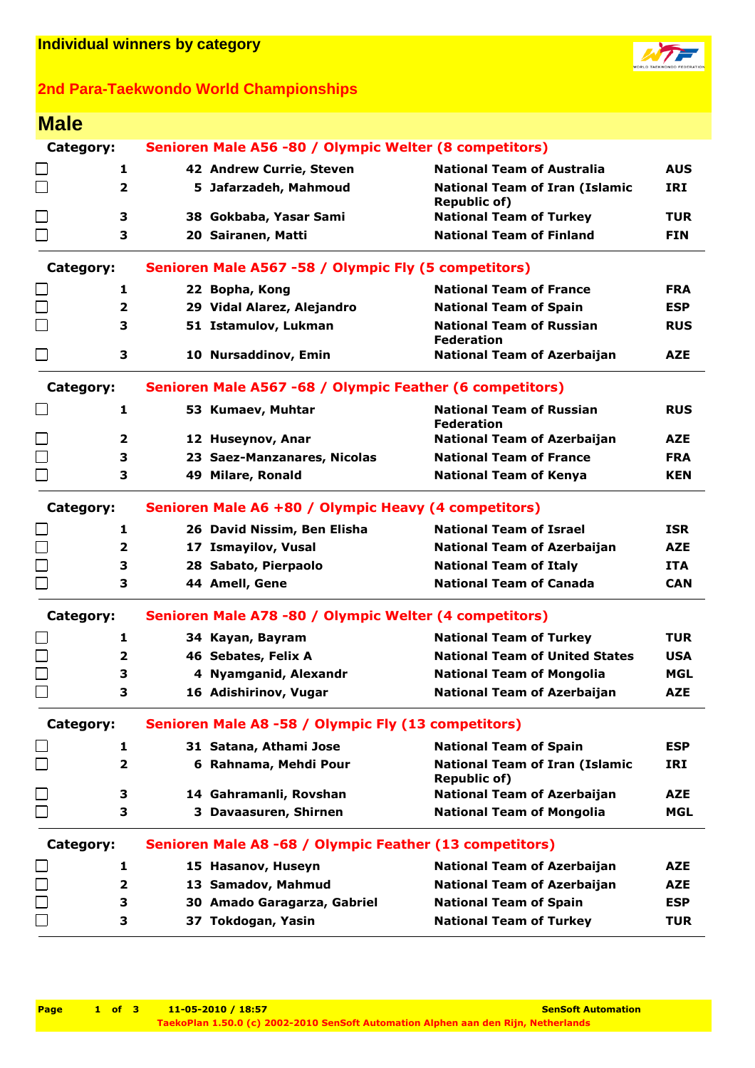# Individual winners by category

## 2nd Para-Taekwondo World Championships

## Male

**Category:** Senioren Male A56 -80 / Olympic Welter (8 competitors)

| Rank | No. | Name | Team | Country |
|---|---|---|---|---|
| 1 | 42 | Andrew Currie, Steven | National Team of Australia | AUS |
| 2 | 5 | Jafarzadeh, Mahmoud | National Team of Iran (Islamic Republic of) | IRI |
| 3 | 38 | Gokbaba, Yasar Sami | National Team of Turkey | TUR |
| 3 | 20 | Sairanen, Matti | National Team of Finland | FIN |

**Category:** Senioren Male A567 -58 / Olympic Fly (5 competitors)

| Rank | No. | Name | Team | Country |
|---|---|---|---|---|
| 1 | 22 | Bopha, Kong | National Team of France | FRA |
| 2 | 29 | Vidal Alarez, Alejandro | National Team of Spain | ESP |
| 3 | 51 | Istamulov, Lukman | National Team of Russian Federation | RUS |
| 3 | 10 | Nursaddinov, Emin | National Team of Azerbaijan | AZE |

**Category:** Senioren Male A567 -68 / Olympic Feather (6 competitors)

| Rank | No. | Name | Team | Country |
|---|---|---|---|---|
| 1 | 53 | Kumaev, Muhtar | National Team of Russian Federation | RUS |
| 2 | 12 | Huseynov, Anar | National Team of Azerbaijan | AZE |
| 3 | 23 | Saez-Manzanares, Nicolas | National Team of France | FRA |
| 3 | 49 | Milare, Ronald | National Team of Kenya | KEN |

**Category:** Senioren Male A6 +80 / Olympic Heavy (4 competitors)

| Rank | No. | Name | Team | Country |
|---|---|---|---|---|
| 1 | 26 | David Nissim, Ben Elisha | National Team of Israel | ISR |
| 2 | 17 | Ismayilov, Vusal | National Team of Azerbaijan | AZE |
| 3 | 28 | Sabato, Pierpaolo | National Team of Italy | ITA |
| 3 | 44 | Amell, Gene | National Team of Canada | CAN |

**Category:** Senioren Male A78 -80 / Olympic Welter (4 competitors)

| Rank | No. | Name | Team | Country |
|---|---|---|---|---|
| 1 | 34 | Kayan, Bayram | National Team of Turkey | TUR |
| 2 | 46 | Sebates, Felix A | National Team of United States | USA |
| 3 | 4 | Nyamganid, Alexandr | National Team of Mongolia | MGL |
| 3 | 16 | Adishirinov, Vugar | National Team of Azerbaijan | AZE |

**Category:** Senioren Male A8 -58 / Olympic Fly (13 competitors)

| Rank | No. | Name | Team | Country |
|---|---|---|---|---|
| 1 | 31 | Satana, Athami Jose | National Team of Spain | ESP |
| 2 | 6 | Rahnama, Mehdi Pour | National Team of Iran (Islamic Republic of) | IRI |
| 3 | 14 | Gahramanli, Rovshan | National Team of Azerbaijan | AZE |
| 3 | 3 | Davaasuren, Shirnen | National Team of Mongolia | MGL |

**Category:** Senioren Male A8 -68 / Olympic Feather (13 competitors)

| Rank | No. | Name | Team | Country |
|---|---|---|---|---|
| 1 | 15 | Hasanov, Huseyn | National Team of Azerbaijan | AZE |
| 2 | 13 | Samadov, Mahmud | National Team of Azerbaijan | AZE |
| 3 | 30 | Amado Garagarza, Gabriel | National Team of Spain | ESP |
| 3 | 37 | Tokdogan, Yasin | National Team of Turkey | TUR |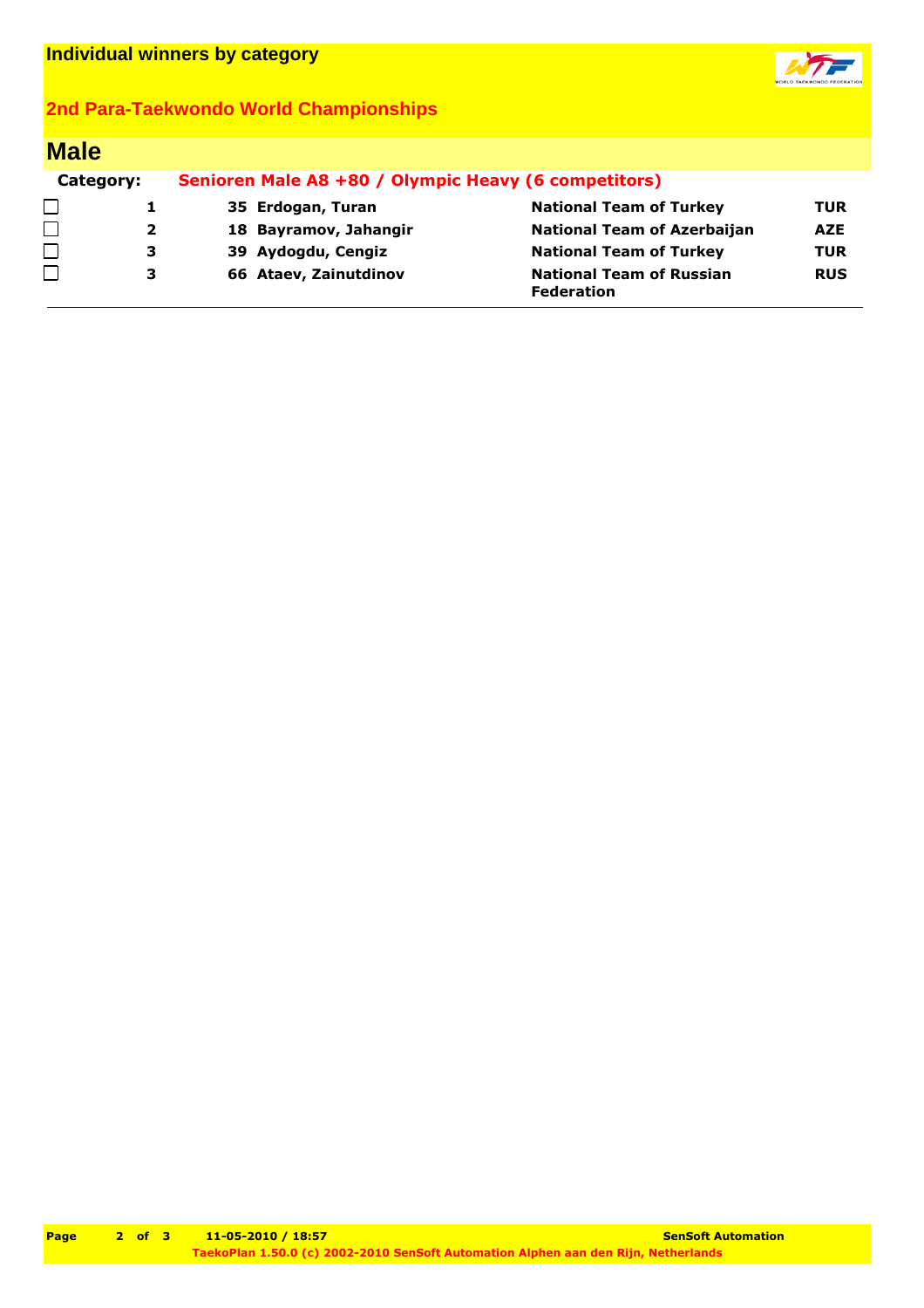# Individual winners by category

## 2nd Para-Taekwondo World Championships

### Male

**Category:** Senioren Male A8 +80 / Olympic Heavy (6 competitors)

| | Place | No. | Name | Team | Country |
|---|---|---|---|---|---|
| ☐ | 1 | 35 | Erdogan, Turan | National Team of Turkey | TUR |
| ☐ | 2 | 18 | Bayramov, Jahangir | National Team of Azerbaijan | AZE |
| ☐ | 3 | 39 | Aydogdu, Cengiz | National Team of Turkey | TUR |
| ☐ | 3 | 66 | Ataev, Zainutdinov | National Team of Russian Federation | RUS |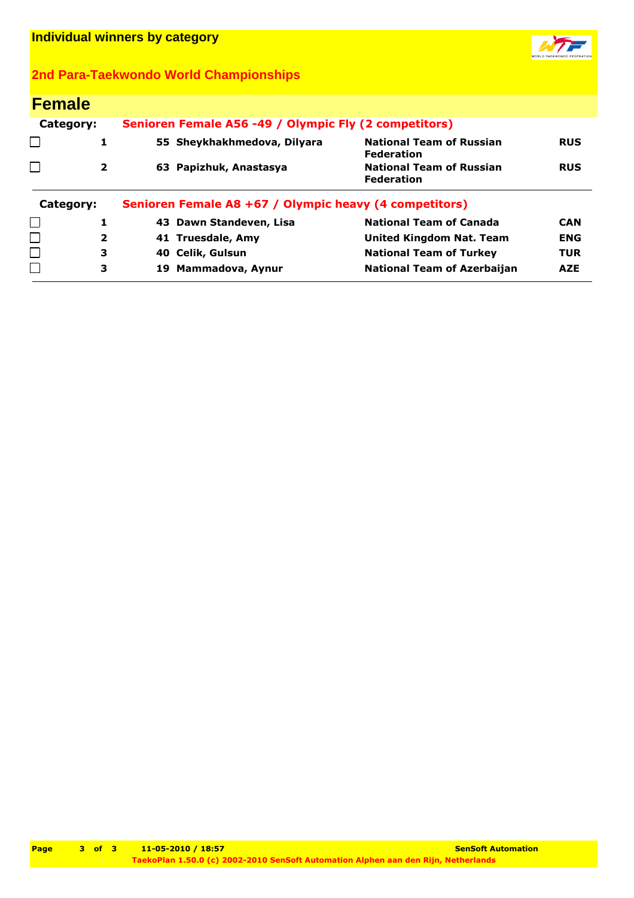## Individual winners by category

## 2nd Para-Taekwondo World Championships

# Female

**Category: Senioren Female A56 -49 / Olympic Fly (2 competitors)**

| | | | | |
|---|---|---|---|---|
| ☐ | 1 | 55 Sheykhakhmedova, Dilyara | National Team of Russian Federation | RUS |
| ☐ | 2 | 63 Papizhuk, Anastasya | National Team of Russian Federation | RUS |

**Category: Senioren Female A8 +67 / Olympic heavy (4 competitors)**

| | | | | |
|---|---|---|---|---|
| ☐ | 1 | 43 Dawn Standeven, Lisa | National Team of Canada | CAN |
| ☐ | 2 | 41 Truesdale, Amy | United Kingdom Nat. Team | ENG |
| ☐ | 3 | 40 Celik, Gulsun | National Team of Turkey | TUR |
| ☐ | 3 | 19 Mammadova, Aynur | National Team of Azerbaijan | AZE |